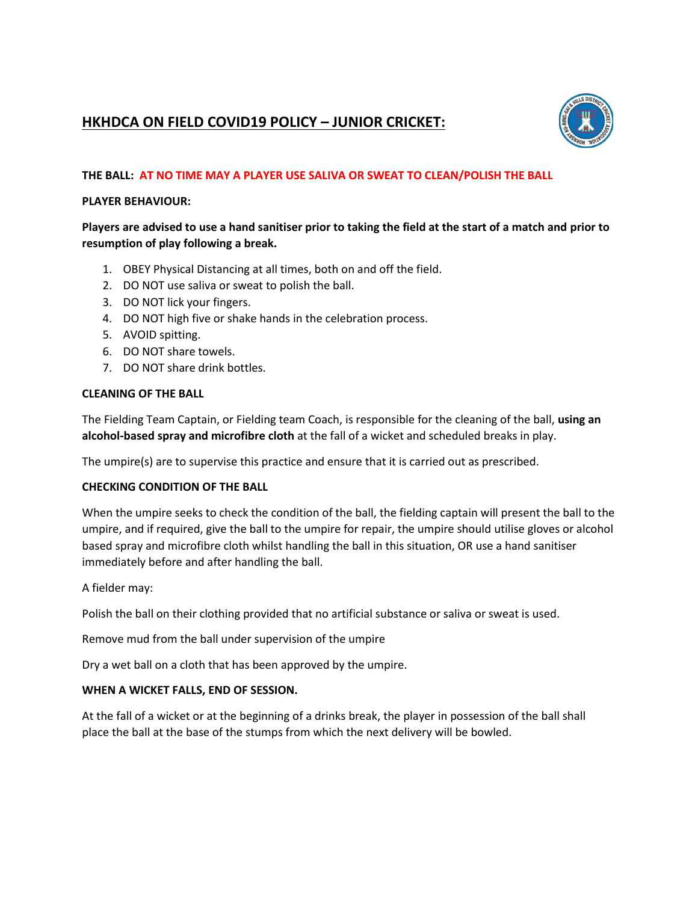# HKHDCA ON FIELD COVID19 POLICY – JUNIOR CRICKET:

**THE BALL: AT NO TIME MAY A PLAYER USE SALIVA OR SWEAT TO CLEAN/POLISH THE BALL**

**PLAYER BEHAVIOUR:**

**Players are advised to use a hand sanitiser prior to taking the field at the start of a match and prior to resumption of play following a break.**

1. OBEY Physical Distancing at all times, both on and off the field.
2. DO NOT use saliva or sweat to polish the ball.
3. DO NOT lick your fingers.
4. DO NOT high five or shake hands in the celebration process.
5. AVOID spitting.
6. DO NOT share towels.
7. DO NOT share drink bottles.

**CLEANING OF THE BALL**

The Fielding Team Captain, or Fielding team Coach, is responsible for the cleaning of the ball, **using an alcohol-based spray and microfibre cloth** at the fall of a wicket and scheduled breaks in play.

The umpire(s) are to supervise this practice and ensure that it is carried out as prescribed.

**CHECKING CONDITION OF THE BALL**

When the umpire seeks to check the condition of the ball, the fielding captain will present the ball to the umpire, and if required, give the ball to the umpire for repair, the umpire should utilise gloves or alcohol based spray and microfibre cloth whilst handling the ball in this situation, OR use a hand sanitiser immediately before and after handling the ball.

A fielder may:

Polish the ball on their clothing provided that no artificial substance or saliva or sweat is used.

Remove mud from the ball under supervision of the umpire

Dry a wet ball on a cloth that has been approved by the umpire.

**WHEN A WICKET FALLS, END OF SESSION.**

At the fall of a wicket or at the beginning of a drinks break, the player in possession of the ball shall place the ball at the base of the stumps from which the next delivery will be bowled.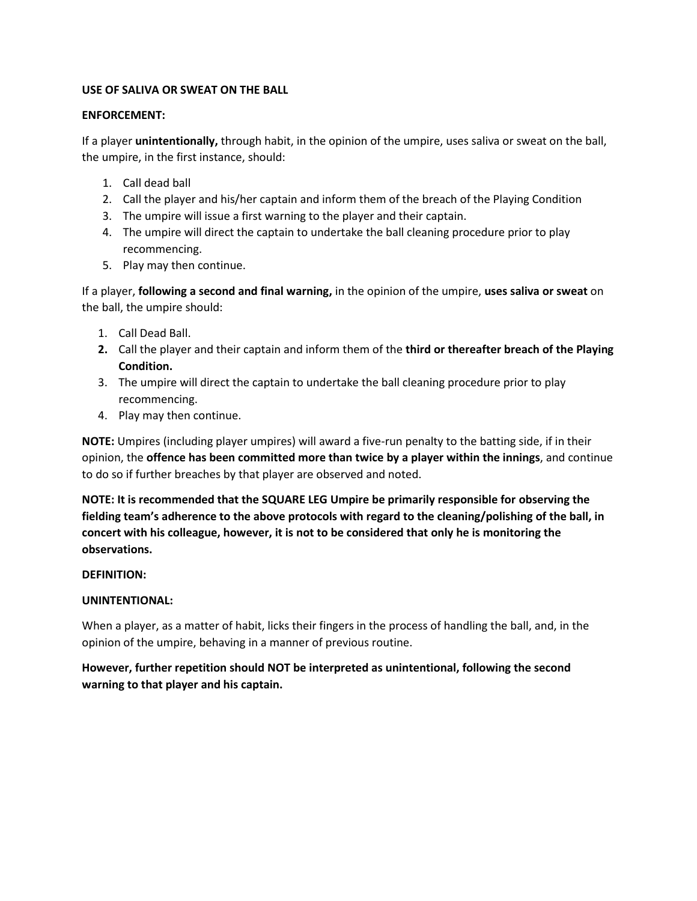**USE OF SALIVA OR SWEAT ON THE BALL**

**ENFORCEMENT:**

If a player **unintentionally,** through habit, in the opinion of the umpire, uses saliva or sweat on the ball, the umpire, in the first instance, should:

1. Call dead ball
2. Call the player and his/her captain and inform them of the breach of the Playing Condition
3. The umpire will issue a first warning to the player and their captain.
4. The umpire will direct the captain to undertake the ball cleaning procedure prior to play recommencing.
5. Play may then continue.

If a player, **following a second and final warning,** in the opinion of the umpire, **uses saliva or sweat** on the ball, the umpire should:

1. Call Dead Ball.
2. Call the player and their captain and inform them of the **third or thereafter breach of the Playing Condition.**
3. The umpire will direct the captain to undertake the ball cleaning procedure prior to play recommencing.
4. Play may then continue.

**NOTE:** Umpires (including player umpires) will award a five-run penalty to the batting side, if in their opinion, the **offence has been committed more than twice by a player within the innings**, and continue to do so if further breaches by that player are observed and noted.

**NOTE: It is recommended that the SQUARE LEG Umpire be primarily responsible for observing the fielding team's adherence to the above protocols with regard to the cleaning/polishing of the ball, in concert with his colleague, however, it is not to be considered that only he is monitoring the observations.**

**DEFINITION:**

**UNINTENTIONAL:**

When a player, as a matter of habit, licks their fingers in the process of handling the ball, and, in the opinion of the umpire, behaving in a manner of previous routine.

**However, further repetition should NOT be interpreted as unintentional, following the second warning to that player and his captain.**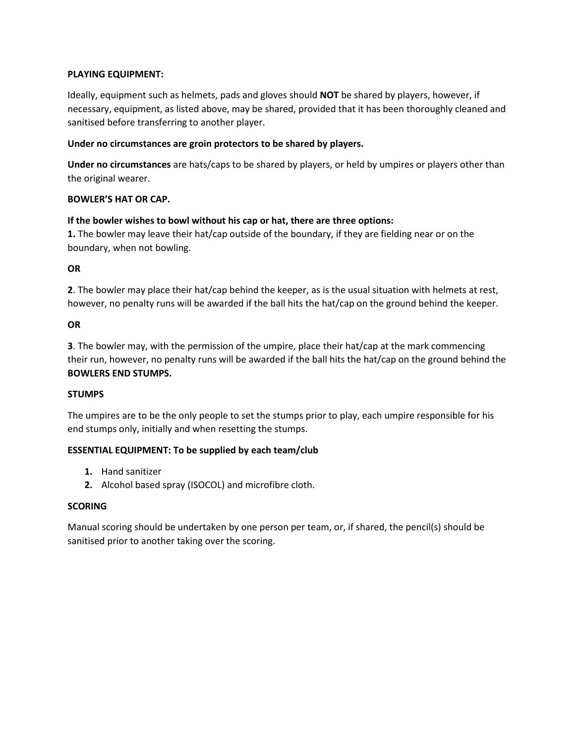**PLAYING EQUIPMENT:**

Ideally, equipment such as helmets, pads and gloves should **NOT** be shared by players, however, if necessary, equipment, as listed above, may be shared, provided that it has been thoroughly cleaned and sanitised before transferring to another player.

**Under no circumstances are groin protectors to be shared by players.**

**Under no circumstances** are hats/caps to be shared by players, or held by umpires or players other than the original wearer.

**BOWLER'S HAT OR CAP.**

**If the bowler wishes to bowl without his cap or hat, there are three options:**
**1.** The bowler may leave their hat/cap outside of the boundary, if they are fielding near or on the boundary, when not bowling.

**OR**

**2**. The bowler may place their hat/cap behind the keeper, as is the usual situation with helmets at rest, however, no penalty runs will be awarded if the ball hits the hat/cap on the ground behind the keeper.

**OR**

**3**. The bowler may, with the permission of the umpire, place their hat/cap at the mark commencing their run, however, no penalty runs will be awarded if the ball hits the hat/cap on the ground behind the **BOWLERS END STUMPS.**

**STUMPS**

The umpires are to be the only people to set the stumps prior to play, each umpire responsible for his end stumps only, initially and when resetting the stumps.

**ESSENTIAL EQUIPMENT: To be supplied by each team/club**

1. Hand sanitizer
2. Alcohol based spray (ISOCOL) and microfibre cloth.

**SCORING**

Manual scoring should be undertaken by one person per team, or, if shared, the pencil(s) should be sanitised prior to another taking over the scoring.